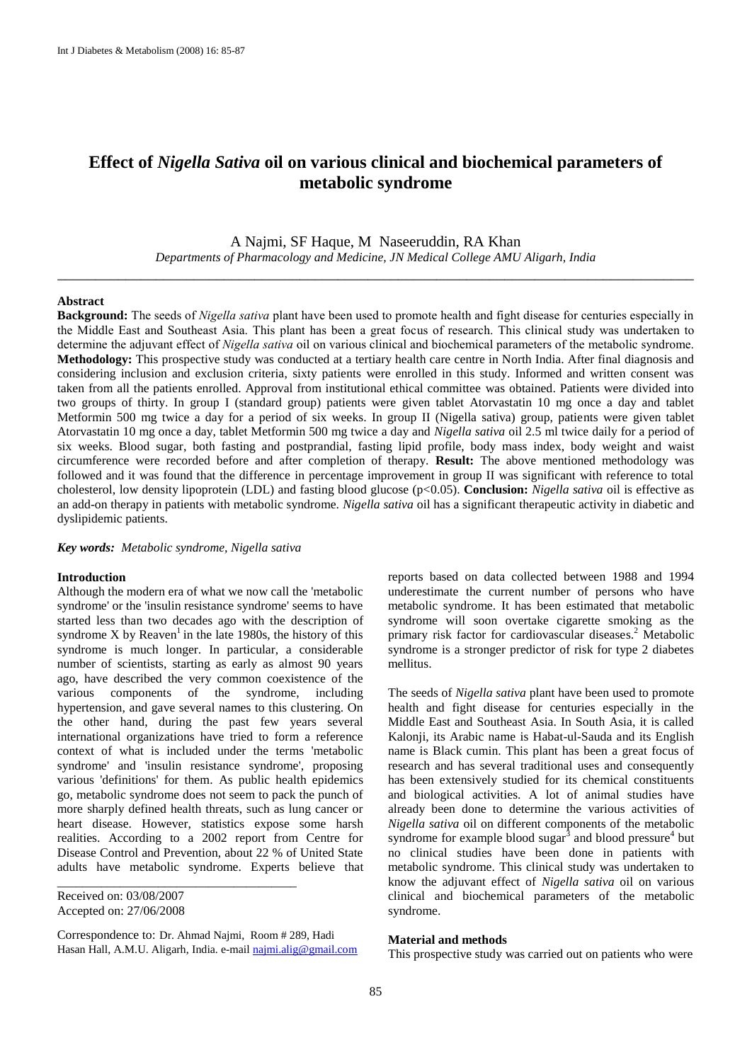# Effect of *Nigella Sativa* oil on various clinical and biochemical parameters of metabolic syndrome

A Najmi, SF Haque, M Naseeruddin, RA Khan

*Departments of Pharmacology and Medicine, JN Medical College AMU Aligarh, India*

---

## Abstract

**Background:** The seeds of *Nigella sativa* plant have been used to promote health and fight disease for centuries especially in the Middle East and Southeast Asia. This plant has been a great focus of research. This clinical study was undertaken to determine the adjuvant effect of *Nigella sativa* oil on various clinical and biochemical parameters of the metabolic syndrome. **Methodology:** This prospective study was conducted at a tertiary health care centre in North India. After final diagnosis and considering inclusion and exclusion criteria, sixty patients were enrolled in this study. Informed and written consent was taken from all the patients enrolled. Approval from institutional ethical committee was obtained. Patients were divided into two groups of thirty. In group I (standard group) patients were given tablet Atorvastatin 10 mg once a day and tablet Metformin 500 mg twice a day for a period of six weeks. In group II (Nigella sativa) group, patients were given tablet Atorvastatin 10 mg once a day, tablet Metformin 500 mg twice a day and *Nigella sativa* oil 2.5 ml twice daily for a period of six weeks. Blood sugar, both fasting and postprandial, fasting lipid profile, body mass index, body weight and waist circumference were recorded before and after completion of therapy. **Result:** The above mentioned methodology was followed and it was found that the difference in percentage improvement in group II was significant with reference to total cholesterol, low density lipoprotein (LDL) and fasting blood glucose ($p<0.05$). **Conclusion:** *Nigella sativa* oil is effective as an add-on therapy in patients with metabolic syndrome. *Nigella sativa* oil has a significant therapeutic activity in diabetic and dyslipidemic patients.

***Key words:** Metabolic syndrome, Nigella sativa*

## Introduction

Although the modern era of what we now call the 'metabolic syndrome' or the 'insulin resistance syndrome' seems to have started less than two decades ago with the description of syndrome X by Reaven[1] in the late 1980s, the history of this syndrome is much longer. In particular, a considerable number of scientists, starting as early as almost 90 years ago, have described the very common coexistence of the various components of the syndrome, including hypertension, and gave several names to this clustering. On the other hand, during the past few years several international organizations have tried to form a reference context of what is included under the terms 'metabolic syndrome' and 'insulin resistance syndrome', proposing various 'definitions' for them. As public health epidemics go, metabolic syndrome does not seem to pack the punch of more sharply defined health threats, such as lung cancer or heart disease. However, statistics expose some harsh realities. According to a 2002 report from Centre for Disease Control and Prevention, about 22 % of United State adults have metabolic syndrome. Experts believe that reports based on data collected between 1988 and 1994 underestimate the current number of persons who have metabolic syndrome. It has been estimated that metabolic syndrome will soon overtake cigarette smoking as the primary risk factor for cardiovascular diseases.[2] Metabolic syndrome is a stronger predictor of risk for type 2 diabetes mellitus.

The seeds of *Nigella sativa* plant have been used to promote health and fight disease for centuries especially in the Middle East and Southeast Asia. In South Asia, it is called Kalonji, its Arabic name is Habat-ul-Sauda and its English name is Black cumin. This plant has been a great focus of research and has several traditional uses and consequently has been extensively studied for its chemical constituents and biological activities. A lot of animal studies have already been done to determine the various activities of *Nigella sativa* oil on different components of the metabolic syndrome for example blood sugar[3] and blood pressure[4] but no clinical studies have been done in patients with metabolic syndrome. This clinical study was undertaken to know the adjuvant effect of *Nigella sativa* oil on various clinical and biochemical parameters of the metabolic syndrome.

Received on: 03/08/2007
Accepted on: 27/06/2008

Correspondence to: Dr. Ahmad Najmi, Room # 289, Hadi Hasan Hall, A.M.U. Aligarh, India. e-mail najmi.alig@gmail.com

## Material and methods

This prospective study was carried out on patients who were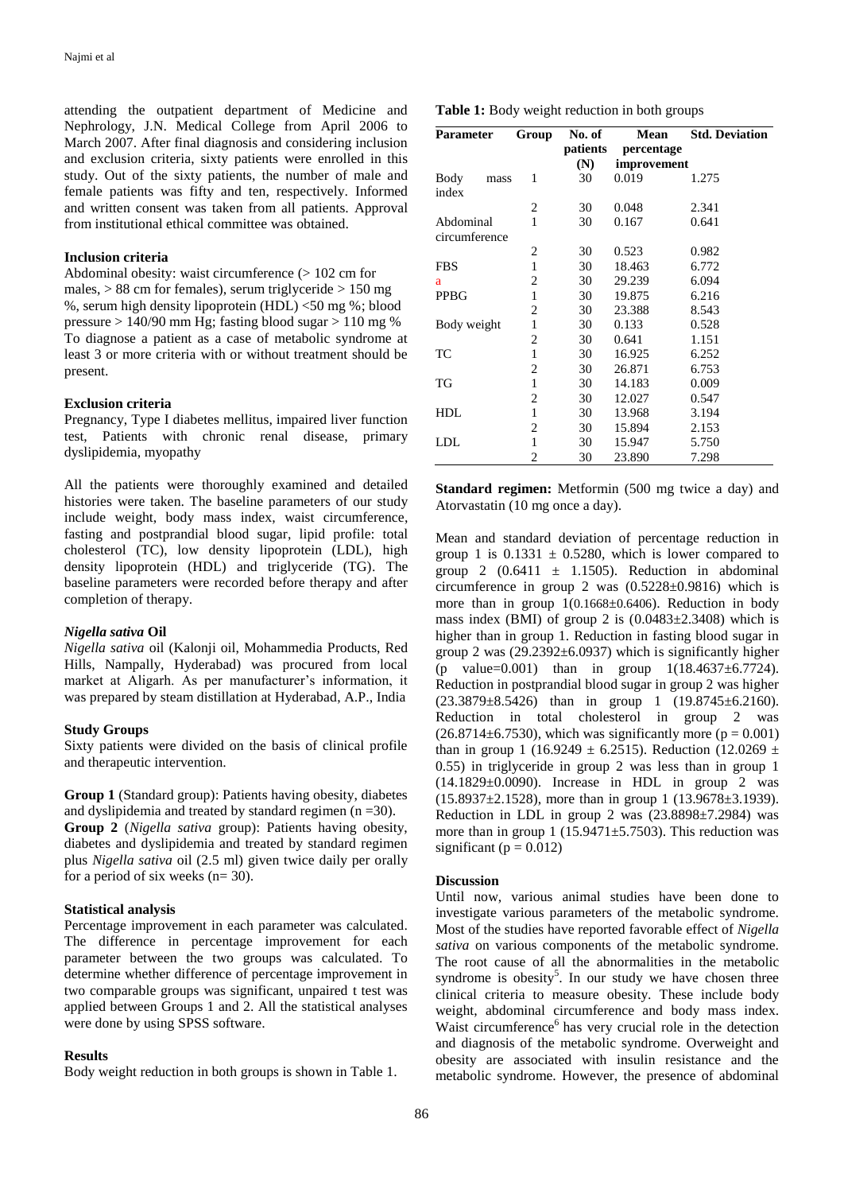attending the outpatient department of Medicine and Nephrology, J.N. Medical College from April 2006 to March 2007. After final diagnosis and considering inclusion and exclusion criteria, sixty patients were enrolled in this study. Out of the sixty patients, the number of male and female patients was fifty and ten, respectively. Informed and written consent was taken from all patients. Approval from institutional ethical committee was obtained.

### Inclusion criteria

Abdominal obesity: waist circumference (> 102 cm for males, > 88 cm for females), serum triglyceride > 150 mg %, serum high density lipoprotein (HDL) <50 mg %; blood pressure > 140/90 mm Hg; fasting blood sugar > 110 mg %
To diagnose a patient as a case of metabolic syndrome at least 3 or more criteria with or without treatment should be present.

### Exclusion criteria

Pregnancy, Type I diabetes mellitus, impaired liver function test, Patients with chronic renal disease, primary dyslipidemia, myopathy

All the patients were thoroughly examined and detailed histories were taken. The baseline parameters of our study include weight, body mass index, waist circumference, fasting and postprandial blood sugar, lipid profile: total cholesterol (TC), low density lipoprotein (LDL), high density lipoprotein (HDL) and triglyceride (TG). The baseline parameters were recorded before therapy and after completion of therapy.

### *Nigella sativa* Oil

*Nigella sativa* oil (Kalonji oil, Mohammedia Products, Red Hills, Nampally, Hyderabad) was procured from local market at Aligarh. As per manufacturer's information, it was prepared by steam distillation at Hyderabad, A.P., India

### Study Groups

Sixty patients were divided on the basis of clinical profile and therapeutic intervention.

**Group 1** (Standard group): Patients having obesity, diabetes and dyslipidemia and treated by standard regimen (n =30).
**Group 2** (*Nigella sativa* group): Patients having obesity, diabetes and dyslipidemia and treated by standard regimen plus *Nigella sativa* oil (2.5 ml) given twice daily per orally for a period of six weeks (n= 30).

### Statistical analysis

Percentage improvement in each parameter was calculated. The difference in percentage improvement for each parameter between the two groups was calculated. To determine whether difference of percentage improvement in two comparable groups was significant, unpaired t test was applied between Groups 1 and 2. All the statistical analyses were done by using SPSS software.

### Results

Body weight reduction in both groups is shown in Table 1.

**Table 1:** Body weight reduction in both groups

| Parameter | Group | No. of patients (N) | Mean percentage improvement | Std. Deviation |
|---|---|---|---|---|
| Body mass index | 1 | 30 | 0.019 | 1.275 |
| | 2 | 30 | 0.048 | 2.341 |
| Abdominal circumference | 1 | 30 | 0.167 | 0.641 |
| | 2 | 30 | 0.523 | 0.982 |
| FBS | 1 | 30 | 18.463 | 6.772 |
| a | 2 | 30 | 29.239 | 6.094 |
| PPBG | 1 | 30 | 19.875 | 6.216 |
| | 2 | 30 | 23.388 | 8.543 |
| Body weight | 1 | 30 | 0.133 | 0.528 |
| | 2 | 30 | 0.641 | 1.151 |
| TC | 1 | 30 | 16.925 | 6.252 |
| | 2 | 30 | 26.871 | 6.753 |
| TG | 1 | 30 | 14.183 | 0.009 |
| | 2 | 30 | 12.027 | 0.547 |
| HDL | 1 | 30 | 13.968 | 3.194 |
| | 2 | 30 | 15.894 | 2.153 |
| LDL | 1 | 30 | 15.947 | 5.750 |
| | 2 | 30 | 23.890 | 7.298 |

**Standard regimen:** Metformin (500 mg twice a day) and Atorvastatin (10 mg once a day).

Mean and standard deviation of percentage reduction in group 1 is $0.1331 \pm 0.5280$, which is lower compared to group 2 ($0.6411 \pm 1.1505$). Reduction in abdominal circumference in group 2 was ($0.5228\pm0.9816$) which is more than in group 1($0.1668\pm0.6406$). Reduction in body mass index (BMI) of group 2 is ($0.0483\pm2.3408$) which is higher than in group 1. Reduction in fasting blood sugar in group 2 was ($29.2392\pm6.0937$) which is significantly higher ($p$ value=0.001) than in group 1($18.4637\pm6.7724$). Reduction in postprandial blood sugar in group 2 was higher ($23.3879\pm8.5426$) than in group 1 ($19.8745\pm6.2160$). Reduction in total cholesterol in group 2 was ($26.8714\pm6.7530$), which was significantly more ($p = 0.001$) than in group 1 ($16.9249 \pm 6.2515$). Reduction ($12.0269 \pm 0.55$) in triglyceride in group 2 was less than in group 1 ($14.1829\pm0.0090$). Increase in HDL in group 2 was ($15.8937\pm2.1528$), more than in group 1 ($13.9678\pm3.1939$). Reduction in LDL in group 2 was ($23.8898\pm7.2984$) was more than in group 1 ($15.9471\pm5.7503$). This reduction was significant ($p = 0.012$)

### Discussion

Until now, various animal studies have been done to investigate various parameters of the metabolic syndrome. Most of the studies have reported favorable effect of *Nigella sativa* on various components of the metabolic syndrome. The root cause of all the abnormalities in the metabolic syndrome is obesity[5]. In our study we have chosen three clinical criteria to measure obesity. These include body weight, abdominal circumference and body mass index. Waist circumference[6] has very crucial role in the detection and diagnosis of the metabolic syndrome. Overweight and obesity are associated with insulin resistance and the metabolic syndrome. However, the presence of abdominal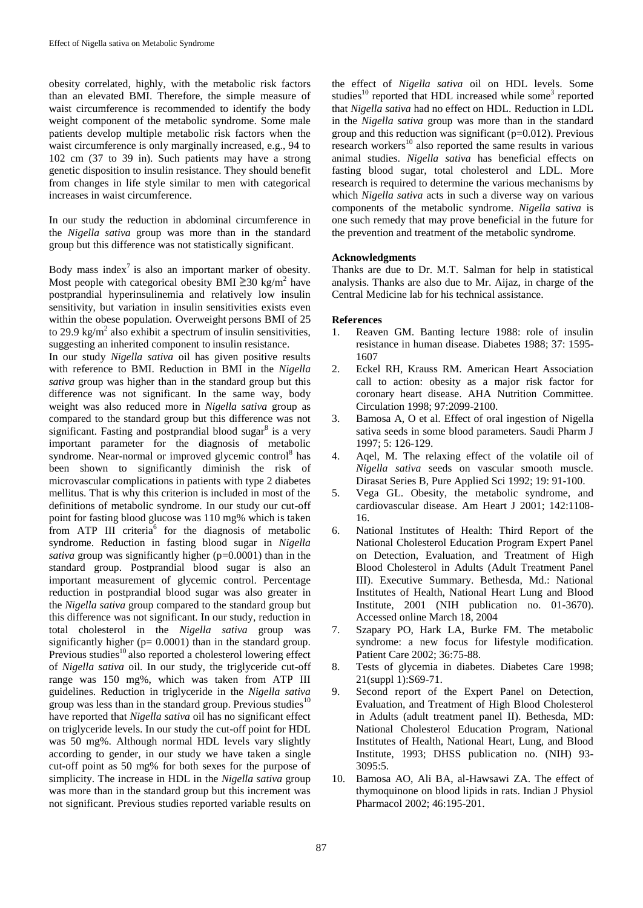obesity correlated, highly, with the metabolic risk factors than an elevated BMI. Therefore, the simple measure of waist circumference is recommended to identify the body weight component of the metabolic syndrome. Some male patients develop multiple metabolic risk factors when the waist circumference is only marginally increased, e.g., 94 to 102 cm (37 to 39 in). Such patients may have a strong genetic disposition to insulin resistance. They should benefit from changes in life style similar to men with categorical increases in waist circumference.

In our study the reduction in abdominal circumference in the *Nigella sativa* group was more than in the standard group but this difference was not statistically significant.

Body mass index[7] is also an important marker of obesity. Most people with categorical obesity BMI ≧30 kg/m$^2$ have postprandial hyperinsulinemia and relatively low insulin sensitivity, but variation in insulin sensitivities exists even within the obese population. Overweight persons BMI of 25 to 29.9 kg/m$^2$ also exhibit a spectrum of insulin sensitivities, suggesting an inherited component to insulin resistance.

In our study *Nigella sativa* oil has given positive results with reference to BMI. Reduction in BMI in the *Nigella sativa* group was higher than in the standard group but this difference was not significant. In the same way, body weight was also reduced more in *Nigella sativa* group as compared to the standard group but this difference was not significant. Fasting and postprandial blood sugar[8] is a very important parameter for the diagnosis of metabolic syndrome. Near-normal or improved glycemic control[8] has been shown to significantly diminish the risk of microvascular complications in patients with type 2 diabetes mellitus. That is why this criterion is included in most of the definitions of metabolic syndrome. In our study our cut-off point for fasting blood glucose was 110 mg% which is taken from ATP III criteria[6] for the diagnosis of metabolic syndrome. Reduction in fasting blood sugar in *Nigella sativa* group was significantly higher ($p=0.0001$) than in the standard group. Postprandial blood sugar is also an important measurement of glycemic control. Percentage reduction in postprandial blood sugar was also greater in the *Nigella sativa* group compared to the standard group but this difference was not significant. In our study, reduction in total cholesterol in the *Nigella sativa* group was significantly higher ($p= 0.0001$) than in the standard group. Previous studies[10] also reported a cholesterol lowering effect of *Nigella sativa* oil. In our study, the triglyceride cut-off range was 150 mg%, which was taken from ATP III guidelines. Reduction in triglyceride in the *Nigella sativa* group was less than in the standard group. Previous studies[10] have reported that *Nigella sativa* oil has no significant effect on triglyceride levels. In our study the cut-off point for HDL was 50 mg%. Although normal HDL levels vary slightly according to gender, in our study we have taken a single cut-off point as 50 mg% for both sexes for the purpose of simplicity. The increase in HDL in the *Nigella sativa* group was more than in the standard group but this increment was not significant. Previous studies reported variable results on the effect of *Nigella sativa* oil on HDL levels. Some studies[10] reported that HDL increased while some[3] reported that *Nigella sativa* had no effect on HDL. Reduction in LDL in the *Nigella sativa* group was more than in the standard group and this reduction was significant ($p=0.012$). Previous research workers[10] also reported the same results in various animal studies. *Nigella sativa* has beneficial effects on fasting blood sugar, total cholesterol and LDL. More research is required to determine the various mechanisms by which *Nigella sativa* acts in such a diverse way on various components of the metabolic syndrome. *Nigella sativa* is one such remedy that may prove beneficial in the future for the prevention and treatment of the metabolic syndrome.

### Acknowledgments

Thanks are due to Dr. M.T. Salman for help in statistical analysis. Thanks are also due to Mr. Aijaz, in charge of the Central Medicine lab for his technical assistance.

### References

1. Reaven GM. Banting lecture 1988: role of insulin resistance in human disease. Diabetes 1988; 37: 1595-1607
2. Eckel RH, Krauss RM. American Heart Association call to action: obesity as a major risk factor for coronary heart disease. AHA Nutrition Committee. Circulation 1998; 97:2099-2100.
3. Bamosa A, O et al. Effect of oral ingestion of Nigella sativa seeds in some blood parameters. Saudi Pharm J 1997; 5: 126-129.
4. Aqel, M. The relaxing effect of the volatile oil of *Nigella sativa* seeds on vascular smooth muscle. Dirasat Series B, Pure Applied Sci 1992; 19: 91-100.
5. Vega GL. Obesity, the metabolic syndrome, and cardiovascular disease. Am Heart J 2001; 142:1108-16.
6. National Institutes of Health: Third Report of the National Cholesterol Education Program Expert Panel on Detection, Evaluation, and Treatment of High Blood Cholesterol in Adults (Adult Treatment Panel III). Executive Summary. Bethesda, Md.: National Institutes of Health, National Heart Lung and Blood Institute, 2001 (NIH publication no. 01-3670). Accessed online March 18, 2004
7. Szapary PO, Hark LA, Burke FM. The metabolic syndrome: a new focus for lifestyle modification. Patient Care 2002; 36:75-88.
8. Tests of glycemia in diabetes. Diabetes Care 1998; 21(suppl 1):S69-71.
9. Second report of the Expert Panel on Detection, Evaluation, and Treatment of High Blood Cholesterol in Adults (adult treatment panel II). Bethesda, MD: National Cholesterol Education Program, National Institutes of Health, National Heart, Lung, and Blood Institute, 1993; DHSS publication no. (NIH) 93-3095:5.
10. Bamosa AO, Ali BA, al-Hawsawi ZA. The effect of thymoquinone on blood lipids in rats. Indian J Physiol Pharmacol 2002; 46:195-201.